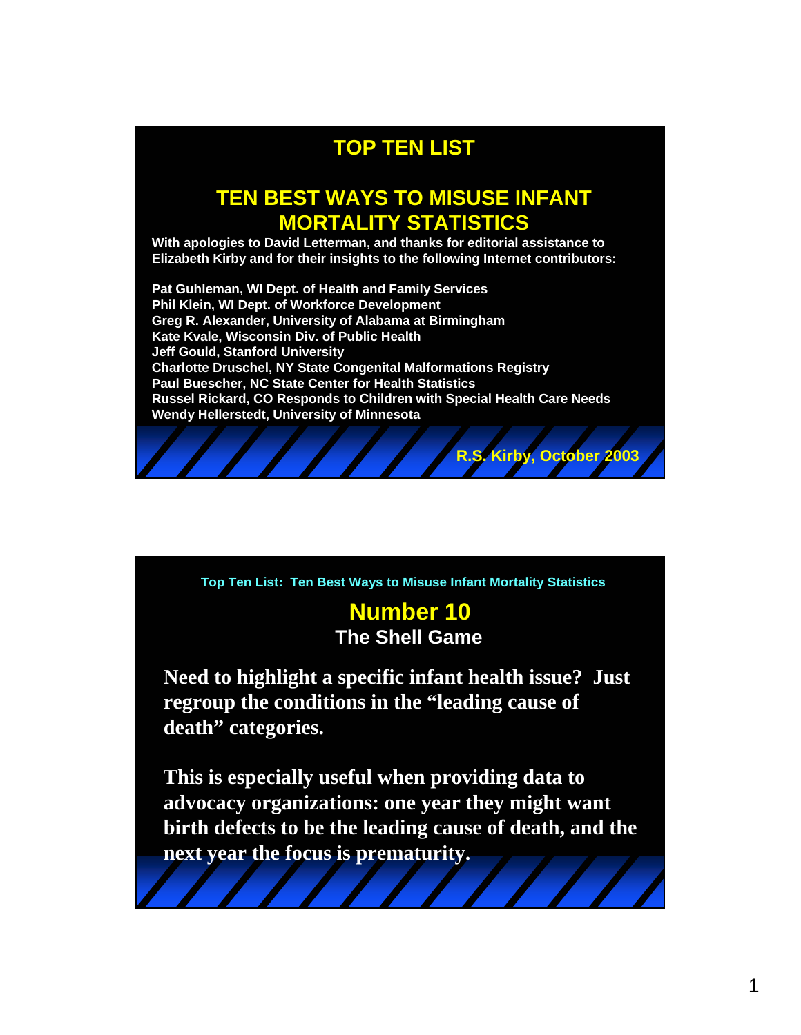# TOP TEN LIST

## TEN BEST WAYS TO MISUSE INFANT MORTALITY STATISTICS

**With apologies to David Letterman, and thanks for editorial assistance to Elizabeth Kirby and for their insights to the following Internet contributors:**

**Pat Guhleman, WI Dept. of Health and Family Services**
**Phil Klein, WI Dept. of Workforce Development**
**Greg R. Alexander, University of Alabama at Birmingham**
**Kate Kvale, Wisconsin Div. of Public Health**
**Jeff Gould, Stanford University**
**Charlotte Druschel, NY State Congenital Malformations Registry**
**Paul Buescher, NC State Center for Health Statistics**
**Russel Rickard, CO Responds to Children with Special Health Care Needs**
**Wendy Hellerstedt, University of Minnesota**

**R.S. Kirby, October 2003**

---

Top Ten List: Ten Best Ways to Misuse Infant Mortality Statistics

## Number 10

### The Shell Game

**Need to highlight a specific infant health issue? Just regroup the conditions in the "leading cause of death" categories.**

**This is especially useful when providing data to advocacy organizations: one year they might want birth defects to be the leading cause of death, and the next year the focus is prematurity.**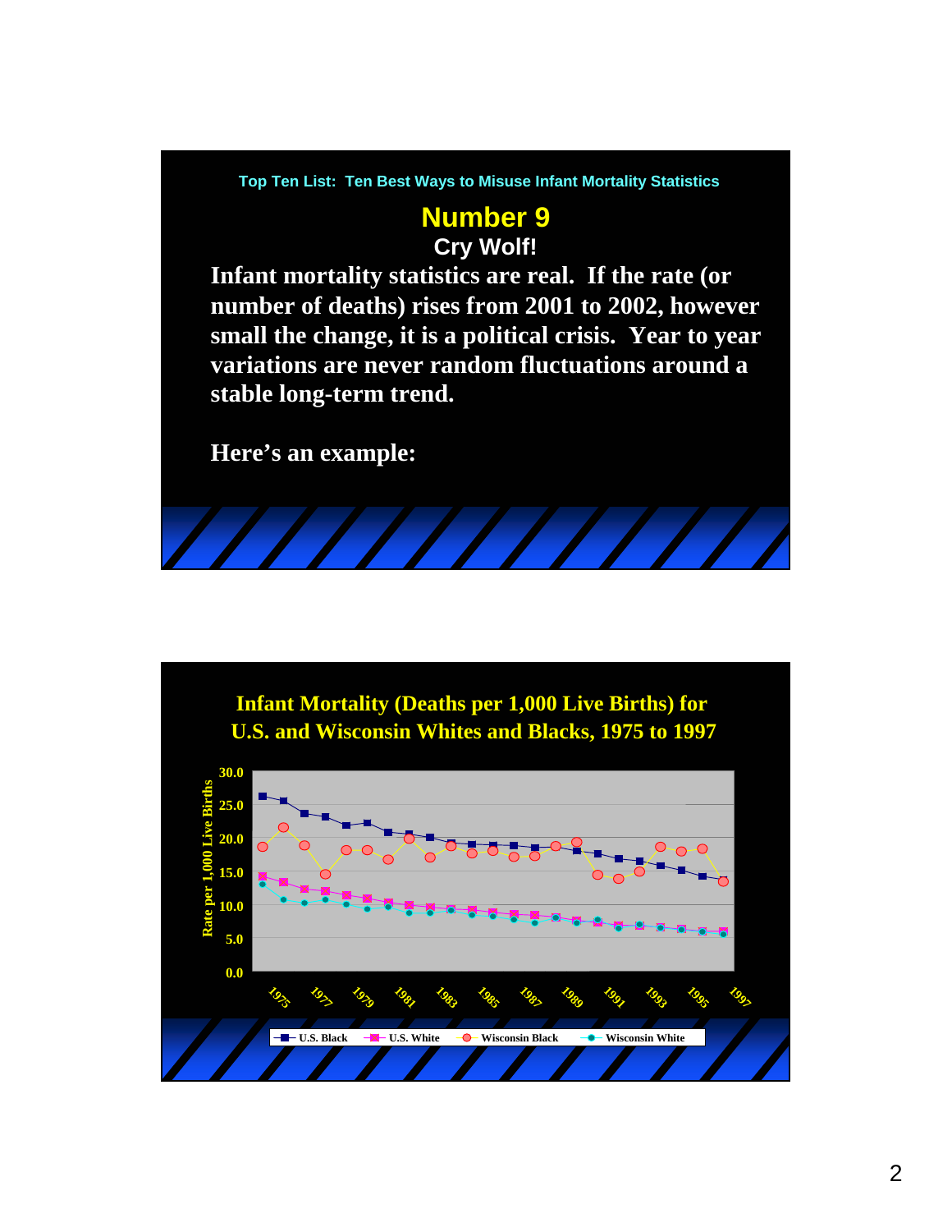Top Ten List: Ten Best Ways to Misuse Infant Mortality Statistics

## Number 9

### Cry Wolf!

**Infant mortality statistics are real. If the rate (or number of deaths) rises from 2001 to 2002, however small the change, it is a political crisis. Year to year variations are never random fluctuations around a stable long-term trend.**

**Here's an example:**

**Infant Mortality (Deaths per 1,000 Live Births) for U.S. and Wisconsin Whites and Blacks, 1975 to 1997**

Rate per 1,000 Live Births: 0.0, 5.0, 10.0, 15.0, 20.0, 25.0, 30.0

Years: 1975, 1977, 1979, 1981, 1983, 1985, 1987, 1989, 1991, 1993, 1995, 1997

Legend: U.S. Black, U.S. White, Wisconsin Black, Wisconsin White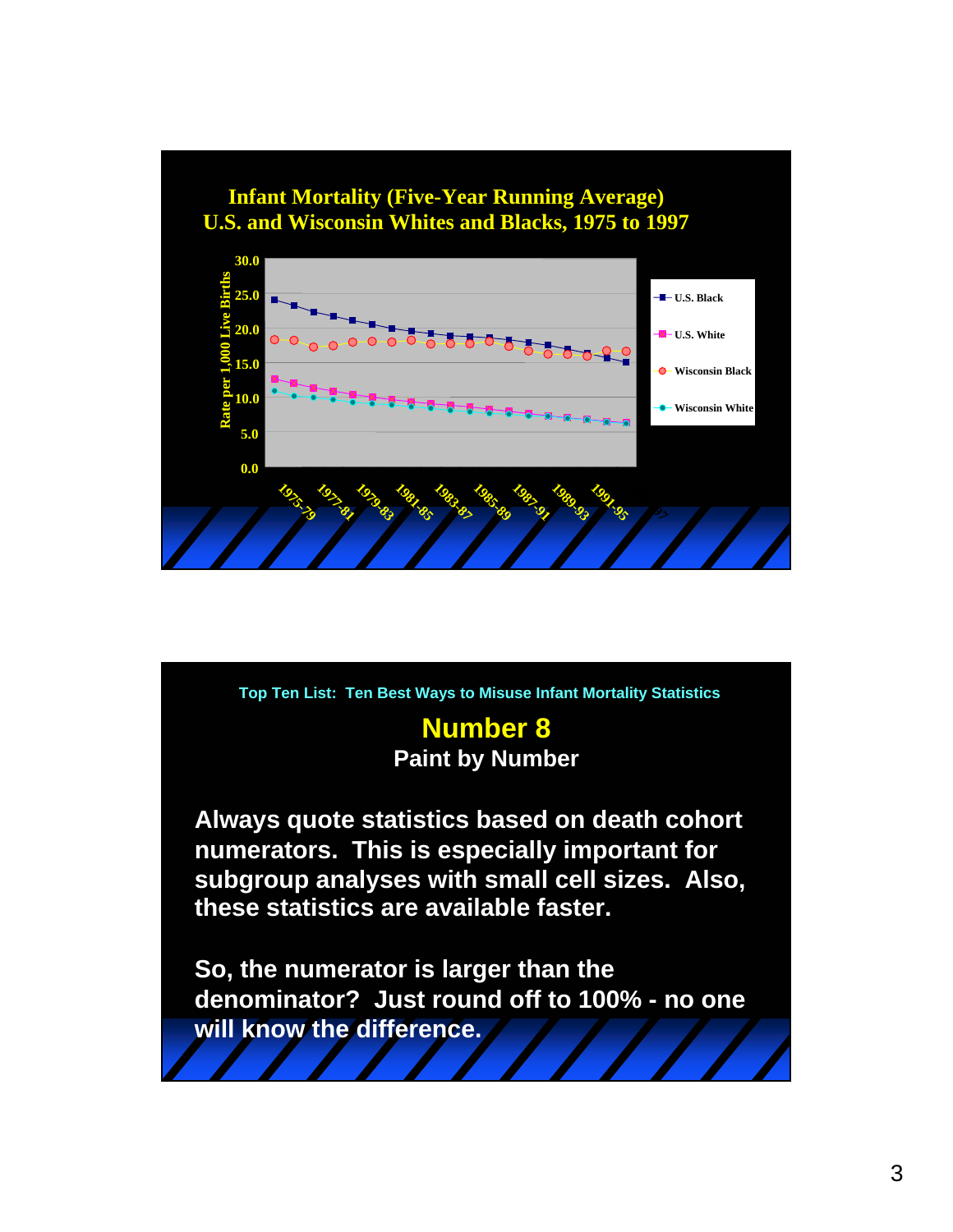## Infant Mortality (Five-Year Running Average)
## U.S. and Wisconsin Whites and Blacks, 1975 to 1997

Rate per 1,000 Live Births

30.0, 25.0, 20.0, 15.0, 10.0, 5.0, 0.0

1975-79, 1977-81, 1979-83, 1981-85, 1983-87, 1985-89, 1987-91, 1989-93, 1991-95

- U.S. Black
- U.S. White
- Wisconsin Black
- Wisconsin White

---

Top Ten List: Ten Best Ways to Misuse Infant Mortality Statistics

## Number 8

### Paint by Number

**Always quote statistics based on death cohort numerators. This is especially important for subgroup analyses with small cell sizes. Also, these statistics are available faster.**

**So, the numerator is larger than the denominator? Just round off to 100% - no one will know the difference.**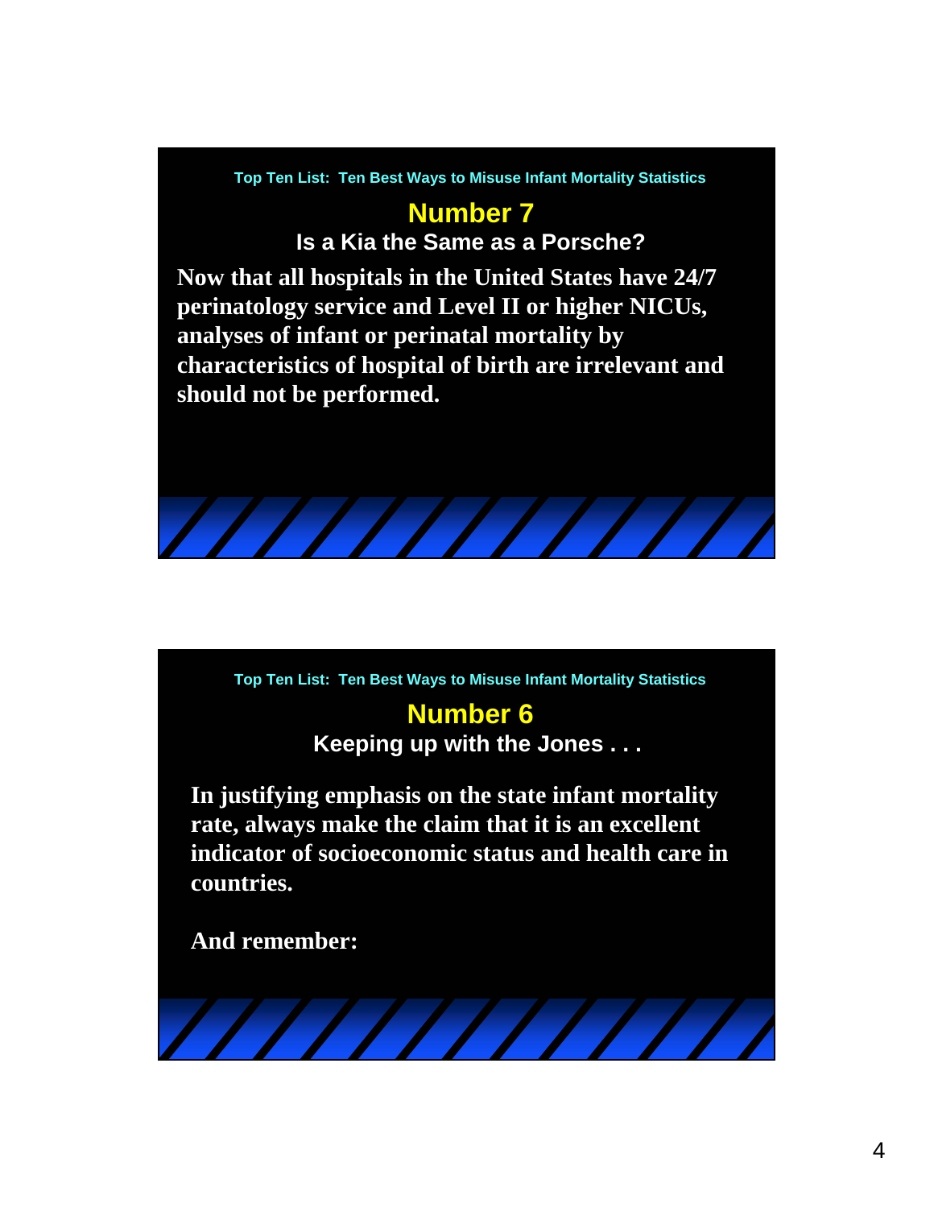Top Ten List: Ten Best Ways to Misuse Infant Mortality Statistics

## Number 7

### Is a Kia the Same as a Porsche?

**Now that all hospitals in the United States have 24/7 perinatology service and Level II or higher NICUs, analyses of infant or perinatal mortality by characteristics of hospital of birth are irrelevant and should not be performed.**

Top Ten List: Ten Best Ways to Misuse Infant Mortality Statistics

## Number 6

### Keeping up with the Jones . . .

**In justifying emphasis on the state infant mortality rate, always make the claim that it is an excellent indicator of socioeconomic status and health care in countries.**

**And remember:**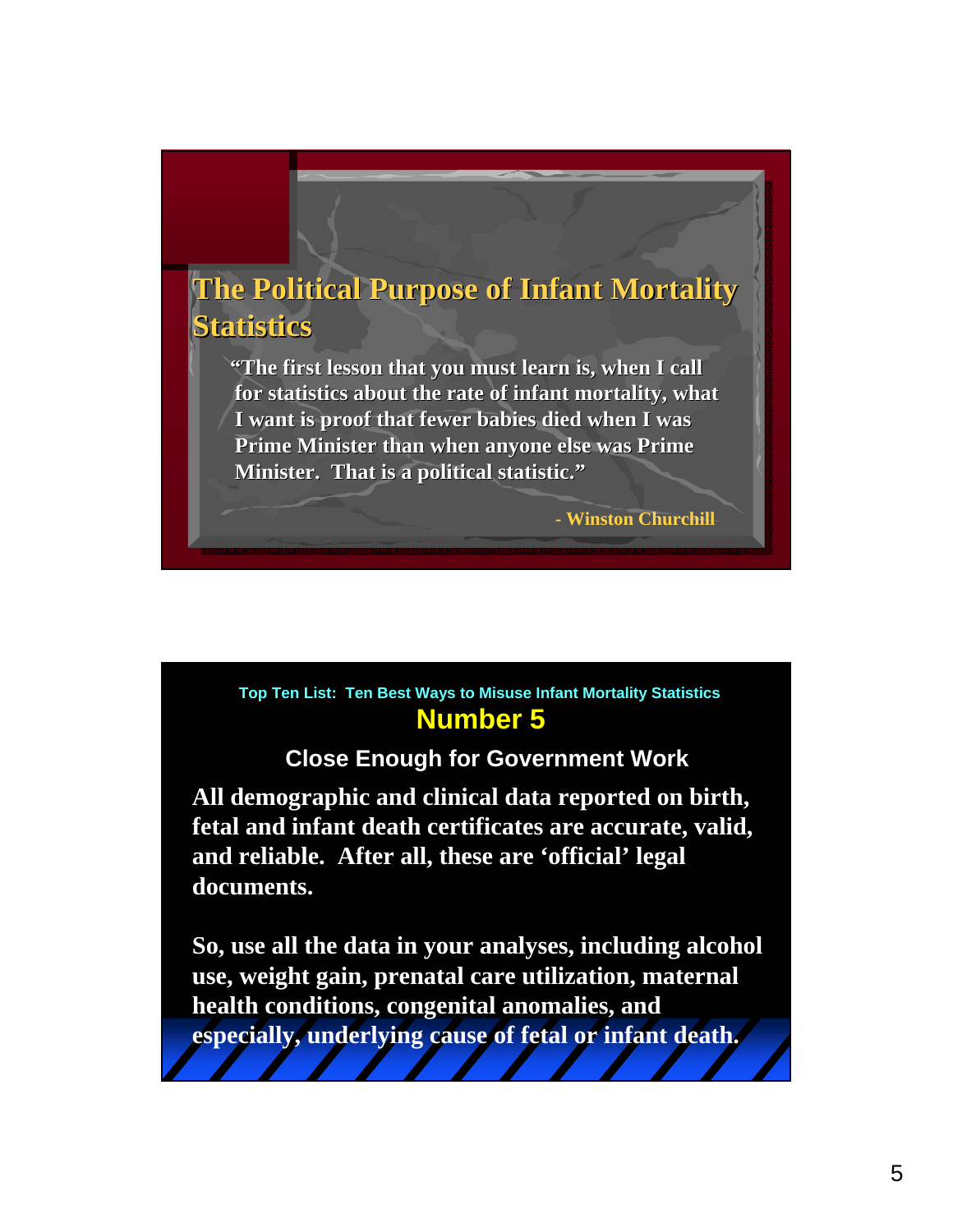## The Political Purpose of Infant Mortality Statistics

"The first lesson that you must learn is, when I call for statistics about the rate of infant mortality, what I want is proof that fewer babies died when I was Prime Minister than when anyone else was Prime Minister. That is a political statistic."

\- Winston Churchill

Top Ten List: Ten Best Ways to Misuse Infant Mortality Statistics

## Number 5

### Close Enough for Government Work

**All demographic and clinical data reported on birth, fetal and infant death certificates are accurate, valid, and reliable. After all, these are 'official' legal documents.**

**So, use all the data in your analyses, including alcohol use, weight gain, prenatal care utilization, maternal health conditions, congenital anomalies, and especially, underlying cause of fetal or infant death.**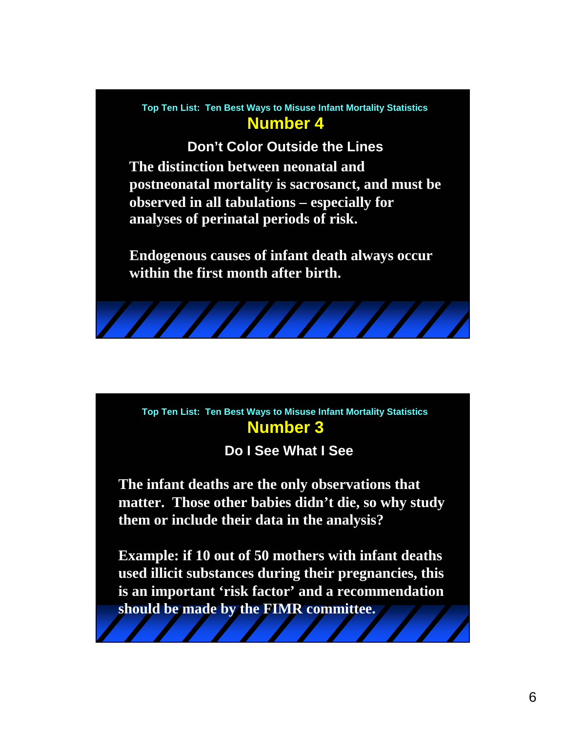Top Ten List: Ten Best Ways to Misuse Infant Mortality Statistics

## Number 4

### Don't Color Outside the Lines

The distinction between neonatal and postneonatal mortality is sacrosanct, and must be observed in all tabulations – especially for analyses of perinatal periods of risk.

Endogenous causes of infant death always occur within the first month after birth.

Top Ten List: Ten Best Ways to Misuse Infant Mortality Statistics

## Number 3

### Do I See What I See

The infant deaths are the only observations that matter. Those other babies didn't die, so why study them or include their data in the analysis?

Example: if 10 out of 50 mothers with infant deaths used illicit substances during their pregnancies, this is an important 'risk factor' and a recommendation should be made by the FIMR committee.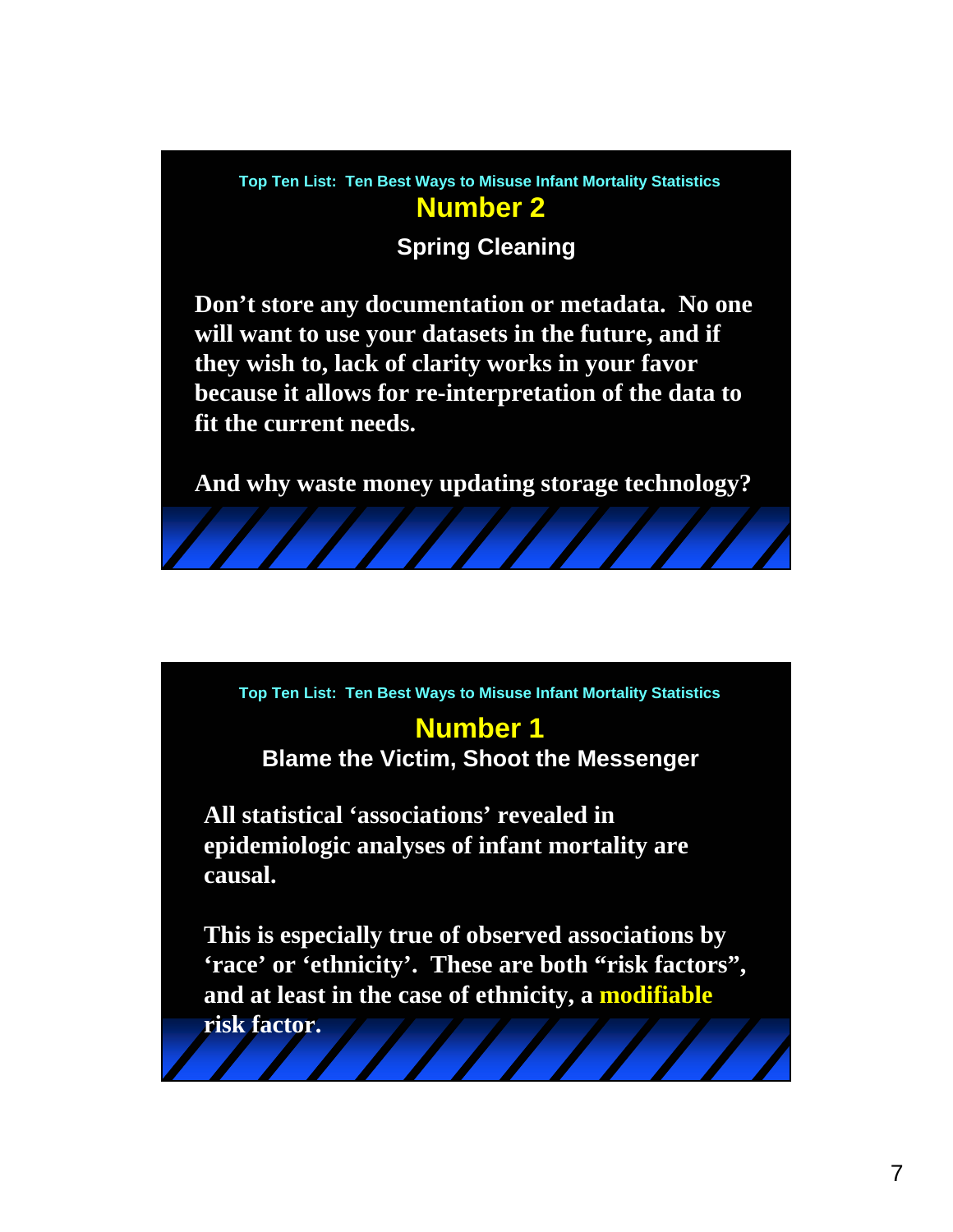Top Ten List: Ten Best Ways to Misuse Infant Mortality Statistics

## Number 2

### Spring Cleaning

**Don't store any documentation or metadata. No one will want to use your datasets in the future, and if they wish to, lack of clarity works in your favor because it allows for re-interpretation of the data to fit the current needs.**

**And why waste money updating storage technology?**

Top Ten List: Ten Best Ways to Misuse Infant Mortality Statistics

## Number 1

### Blame the Victim, Shoot the Messenger

**All statistical 'associations' revealed in epidemiologic analyses of infant mortality are causal.**

**This is especially true of observed associations by 'race' or 'ethnicity'. These are both "risk factors", and at least in the case of ethnicity, a modifiable risk factor.**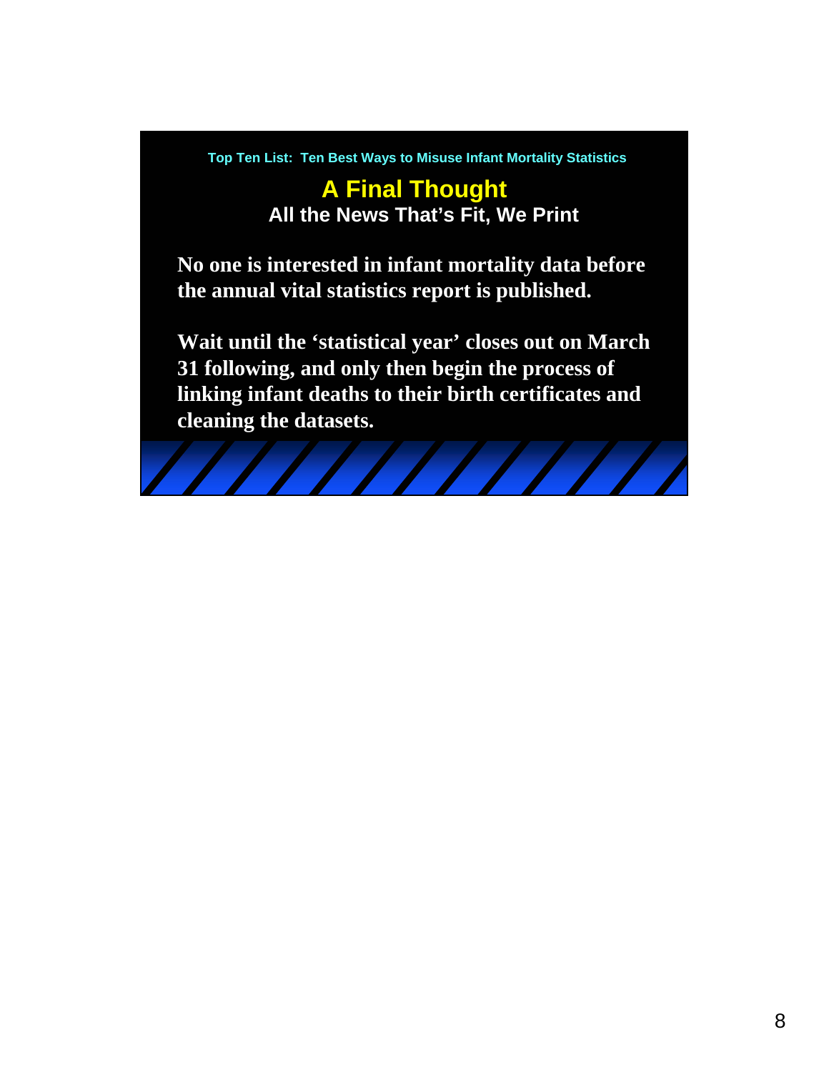Top Ten List: Ten Best Ways to Misuse Infant Mortality Statistics

## A Final Thought

### All the News That's Fit, We Print

**No one is interested in infant mortality data before the annual vital statistics report is published.**

**Wait until the 'statistical year' closes out on March 31 following, and only then begin the process of linking infant deaths to their birth certificates and cleaning the datasets.**